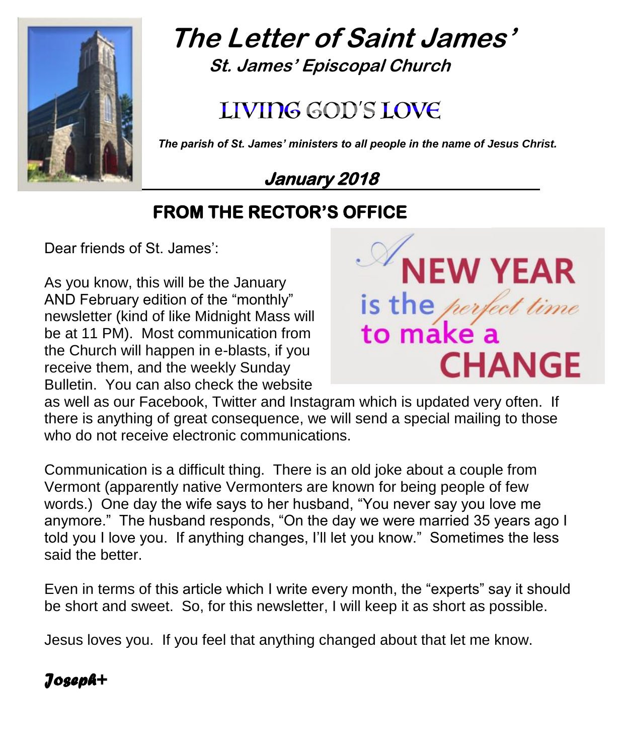# The Letter of Saint James'

**St. James' Episcopal Church**

## LIVING GOD'S LOVE

***The parish of St. James' ministers to all people in the name of Jesus Christ.***

**January 2018**

## FROM THE RECTOR'S OFFICE

Dear friends of St. James':

As you know, this will be the January AND February edition of the "monthly" newsletter (kind of like Midnight Mass will be at 11 PM). Most communication from the Church will happen in e-blasts, if you receive them, and the weekly Sunday Bulletin. You can also check the website as well as our Facebook, Twitter and Instagram which is updated very often. If there is anything of great consequence, we will send a special mailing to those who do not receive electronic communications.

A NEW YEAR is the perfect time to make a CHANGE

Communication is a difficult thing. There is an old joke about a couple from Vermont (apparently native Vermonters are known for being people of few words.) One day the wife says to her husband, "You never say you love me anymore." The husband responds, "On the day we were married 35 years ago I told you I love you. If anything changes, I'll let you know." Sometimes the less said the better.

Even in terms of this article which I write every month, the "experts" say it should be short and sweet. So, for this newsletter, I will keep it as short as possible.

Jesus loves you. If you feel that anything changed about that let me know.

***Joseph+***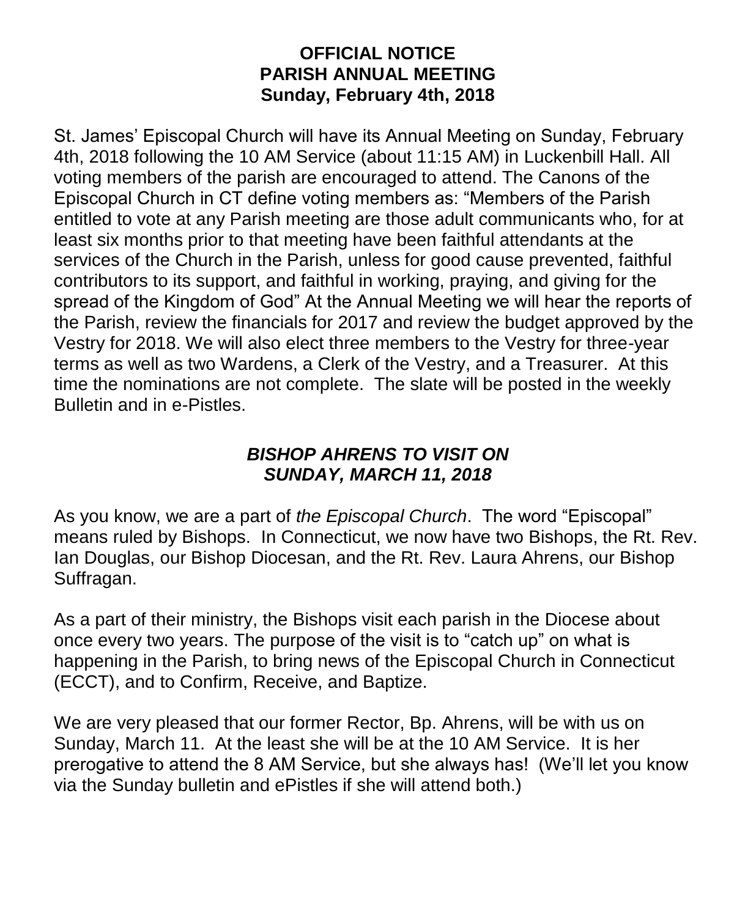## OFFICIAL NOTICE
## PARISH ANNUAL MEETING
## Sunday, February 4th, 2018

St. James' Episcopal Church will have its Annual Meeting on Sunday, February 4th, 2018 following the 10 AM Service (about 11:15 AM) in Luckenbill Hall. All voting members of the parish are encouraged to attend. The Canons of the Episcopal Church in CT define voting members as: "Members of the Parish entitled to vote at any Parish meeting are those adult communicants who, for at least six months prior to that meeting have been faithful attendants at the services of the Church in the Parish, unless for good cause prevented, faithful contributors to its support, and faithful in working, praying, and giving for the spread of the Kingdom of God" At the Annual Meeting we will hear the reports of the Parish, review the financials for 2017 and review the budget approved by the Vestry for 2018. We will also elect three members to the Vestry for three-year terms as well as two Wardens, a Clerk of the Vestry, and a Treasurer. At this time the nominations are not complete. The slate will be posted in the weekly Bulletin and in e-Pistles.

## *BISHOP AHRENS TO VISIT ON SUNDAY, MARCH 11, 2018*

As you know, we are a part of *the Episcopal Church*. The word "Episcopal" means ruled by Bishops. In Connecticut, we now have two Bishops, the Rt. Rev. Ian Douglas, our Bishop Diocesan, and the Rt. Rev. Laura Ahrens, our Bishop Suffragan.

As a part of their ministry, the Bishops visit each parish in the Diocese about once every two years. The purpose of the visit is to "catch up" on what is happening in the Parish, to bring news of the Episcopal Church in Connecticut (ECCT), and to Confirm, Receive, and Baptize.

We are very pleased that our former Rector, Bp. Ahrens, will be with us on Sunday, March 11. At the least she will be at the 10 AM Service. It is her prerogative to attend the 8 AM Service, but she always has! (We'll let you know via the Sunday bulletin and ePistles if she will attend both.)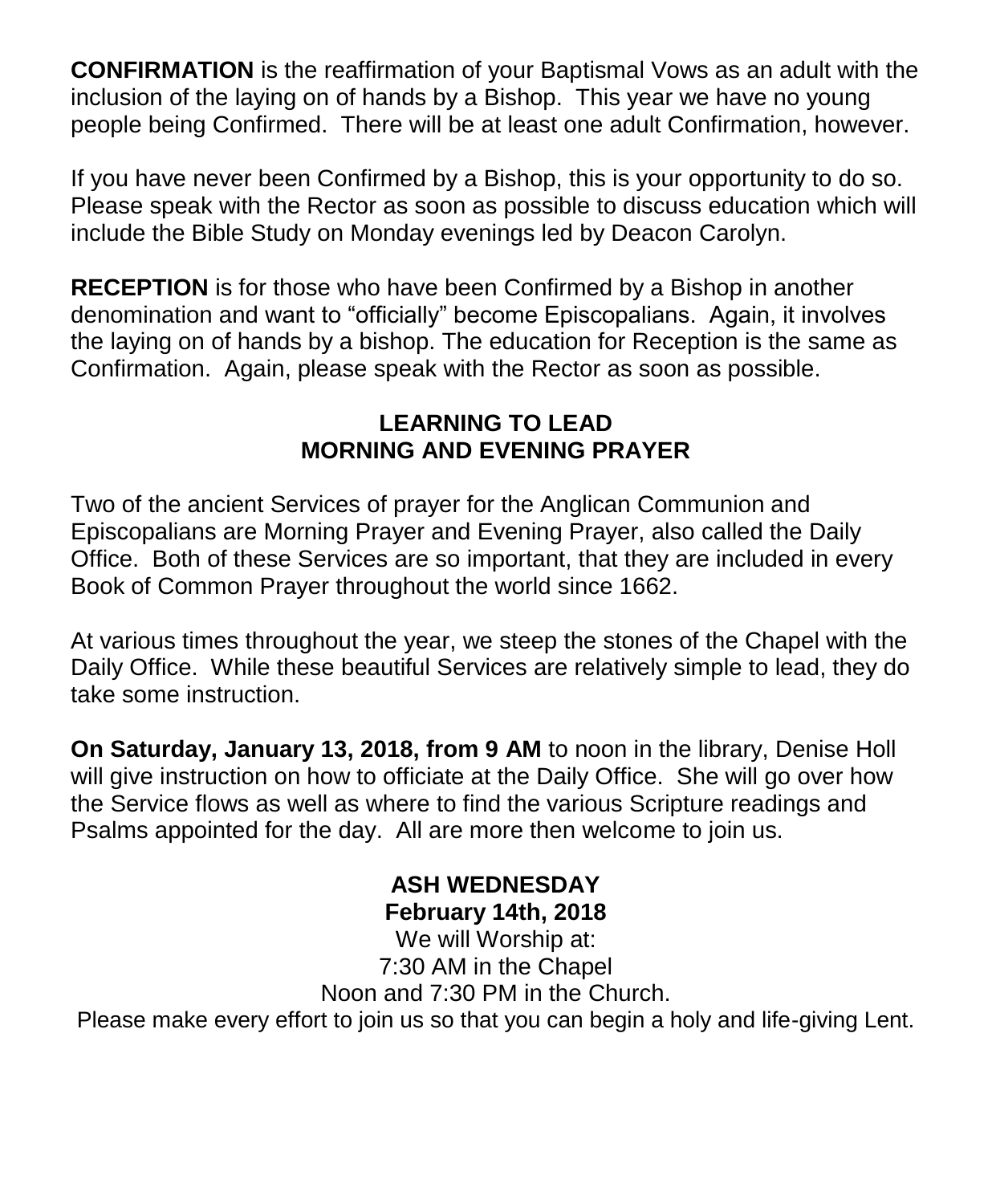**CONFIRMATION** is the reaffirmation of your Baptismal Vows as an adult with the inclusion of the laying on of hands by a Bishop. This year we have no young people being Confirmed. There will be at least one adult Confirmation, however.

If you have never been Confirmed by a Bishop, this is your opportunity to do so. Please speak with the Rector as soon as possible to discuss education which will include the Bible Study on Monday evenings led by Deacon Carolyn.

**RECEPTION** is for those who have been Confirmed by a Bishop in another denomination and want to "officially" become Episcopalians. Again, it involves the laying on of hands by a bishop. The education for Reception is the same as Confirmation. Again, please speak with the Rector as soon as possible.

## LEARNING TO LEAD MORNING AND EVENING PRAYER

Two of the ancient Services of prayer for the Anglican Communion and Episcopalians are Morning Prayer and Evening Prayer, also called the Daily Office. Both of these Services are so important, that they are included in every Book of Common Prayer throughout the world since 1662.

At various times throughout the year, we steep the stones of the Chapel with the Daily Office. While these beautiful Services are relatively simple to lead, they do take some instruction.

**On Saturday, January 13, 2018, from 9 AM** to noon in the library, Denise Holl will give instruction on how to officiate at the Daily Office. She will go over how the Service flows as well as where to find the various Scripture readings and Psalms appointed for the day. All are more then welcome to join us.

## ASH WEDNESDAY
**February 14th, 2018**

We will Worship at:
7:30 AM in the Chapel
Noon and 7:30 PM in the Church.

Please make every effort to join us so that you can begin a holy and life-giving Lent.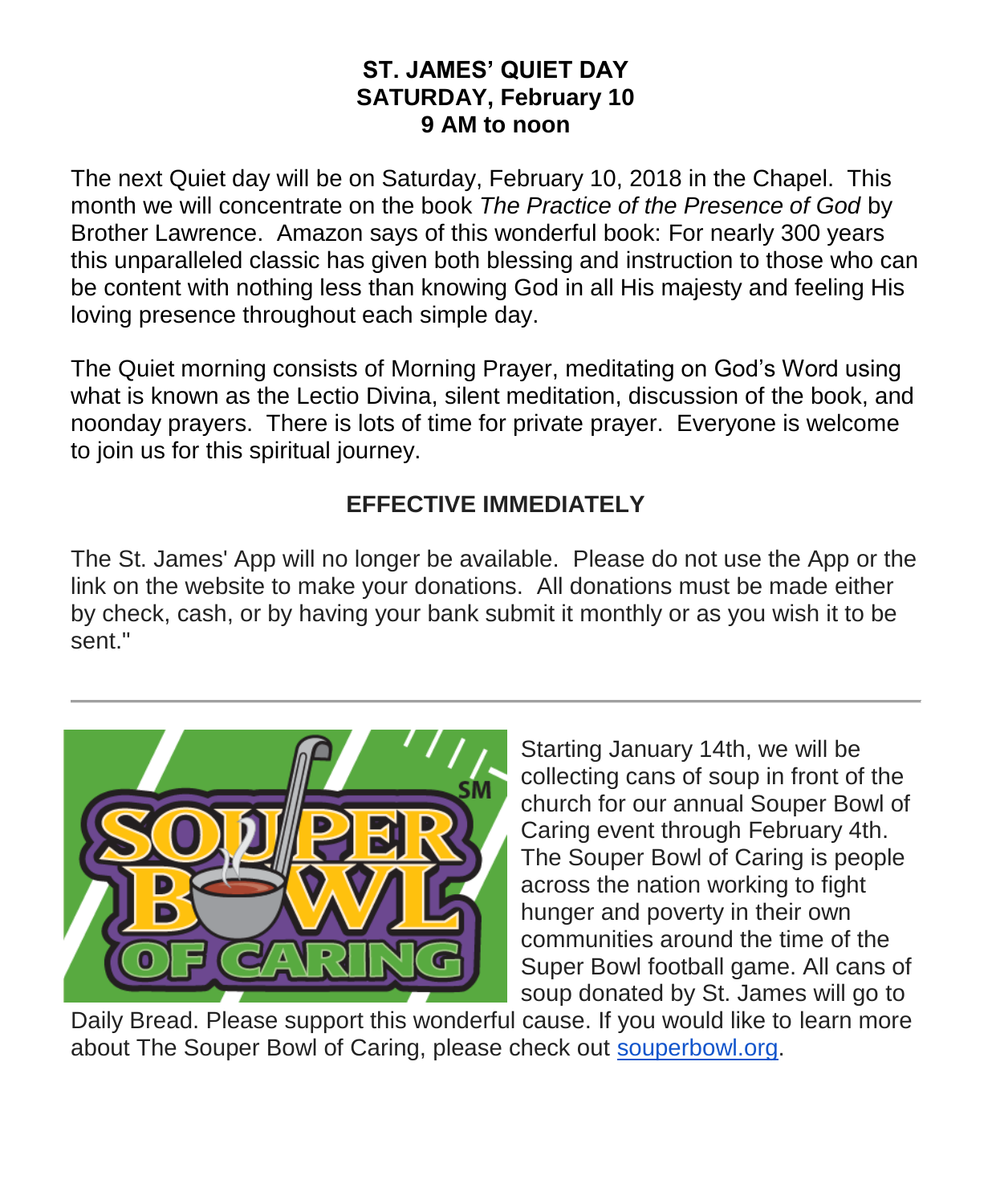**ST. JAMES' QUIET DAY**
**SATURDAY, February 10**
**9 AM to noon**

The next Quiet day will be on Saturday, February 10, 2018 in the Chapel. This month we will concentrate on the book *The Practice of the Presence of God* by Brother Lawrence. Amazon says of this wonderful book: For nearly 300 years this unparalleled classic has given both blessing and instruction to those who can be content with nothing less than knowing God in all His majesty and feeling His loving presence throughout each simple day.

The Quiet morning consists of Morning Prayer, meditating on God's Word using what is known as the Lectio Divina, silent meditation, discussion of the book, and noonday prayers. There is lots of time for private prayer. Everyone is welcome to join us for this spiritual journey.

**EFFECTIVE IMMEDIATELY**

The St. James' App will no longer be available. Please do not use the App or the link on the website to make your donations. All donations must be made either by check, cash, or by having your bank submit it monthly or as you wish it to be sent."

---

Starting January 14th, we will be collecting cans of soup in front of the church for our annual Souper Bowl of Caring event through February 4th. The Souper Bowl of Caring is people across the nation working to fight hunger and poverty in their own communities around the time of the Super Bowl football game. All cans of soup donated by St. James will go to Daily Bread. Please support this wonderful cause. If you would like to learn more about The Souper Bowl of Caring, please check out [souperbowl.org](souperbowl.org).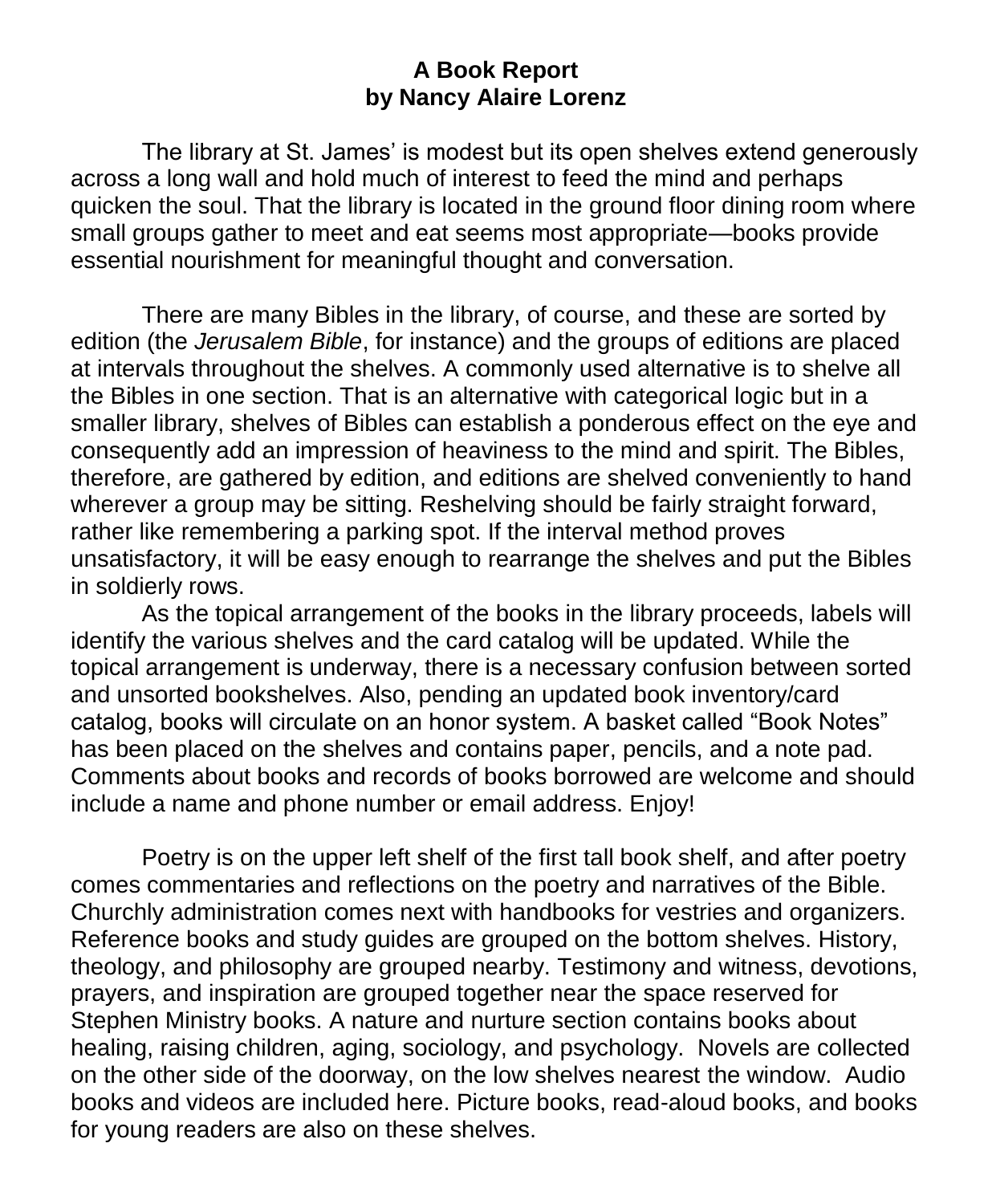**A Book Report**
**by Nancy Alaire Lorenz**

The library at St. James' is modest but its open shelves extend generously across a long wall and hold much of interest to feed the mind and perhaps quicken the soul. That the library is located in the ground floor dining room where small groups gather to meet and eat seems most appropriate—books provide essential nourishment for meaningful thought and conversation.

There are many Bibles in the library, of course, and these are sorted by edition (the *Jerusalem Bible*, for instance) and the groups of editions are placed at intervals throughout the shelves. A commonly used alternative is to shelve all the Bibles in one section. That is an alternative with categorical logic but in a smaller library, shelves of Bibles can establish a ponderous effect on the eye and consequently add an impression of heaviness to the mind and spirit. The Bibles, therefore, are gathered by edition, and editions are shelved conveniently to hand wherever a group may be sitting. Reshelving should be fairly straight forward, rather like remembering a parking spot. If the interval method proves unsatisfactory, it will be easy enough to rearrange the shelves and put the Bibles in soldierly rows.

As the topical arrangement of the books in the library proceeds, labels will identify the various shelves and the card catalog will be updated. While the topical arrangement is underway, there is a necessary confusion between sorted and unsorted bookshelves. Also, pending an updated book inventory/card catalog, books will circulate on an honor system. A basket called "Book Notes" has been placed on the shelves and contains paper, pencils, and a note pad. Comments about books and records of books borrowed are welcome and should include a name and phone number or email address. Enjoy!

Poetry is on the upper left shelf of the first tall book shelf, and after poetry comes commentaries and reflections on the poetry and narratives of the Bible. Churchly administration comes next with handbooks for vestries and organizers. Reference books and study guides are grouped on the bottom shelves. History, theology, and philosophy are grouped nearby. Testimony and witness, devotions, prayers, and inspiration are grouped together near the space reserved for Stephen Ministry books. A nature and nurture section contains books about healing, raising children, aging, sociology, and psychology. Novels are collected on the other side of the doorway, on the low shelves nearest the window. Audio books and videos are included here. Picture books, read-aloud books, and books for young readers are also on these shelves.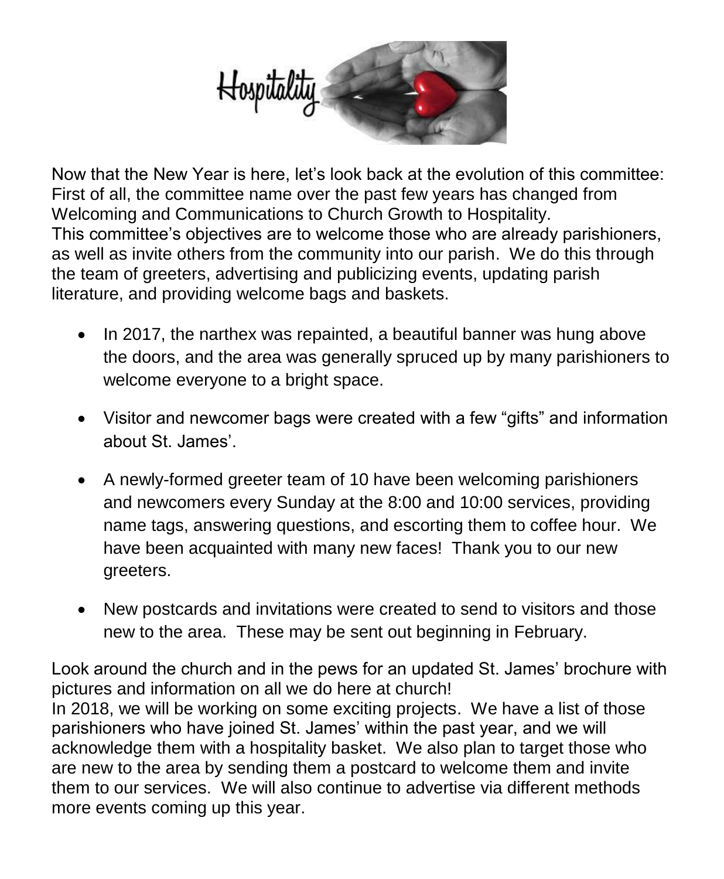# Hospitality

Now that the New Year is here, let's look back at the evolution of this committee: First of all, the committee name over the past few years has changed from Welcoming and Communications to Church Growth to Hospitality.
This committee's objectives are to welcome those who are already parishioners, as well as invite others from the community into our parish. We do this through the team of greeters, advertising and publicizing events, updating parish literature, and providing welcome bags and baskets.

- In 2017, the narthex was repainted, a beautiful banner was hung above the doors, and the area was generally spruced up by many parishioners to welcome everyone to a bright space.

- Visitor and newcomer bags were created with a few "gifts" and information about St. James'.

- A newly-formed greeter team of 10 have been welcoming parishioners and newcomers every Sunday at the 8:00 and 10:00 services, providing name tags, answering questions, and escorting them to coffee hour. We have been acquainted with many new faces! Thank you to our new greeters.

- New postcards and invitations were created to send to visitors and those new to the area. These may be sent out beginning in February.

Look around the church and in the pews for an updated St. James' brochure with pictures and information on all we do here at church!
In 2018, we will be working on some exciting projects. We have a list of those parishioners who have joined St. James' within the past year, and we will acknowledge them with a hospitality basket. We also plan to target those who are new to the area by sending them a postcard to welcome them and invite them to our services. We will also continue to advertise via different methods more events coming up this year.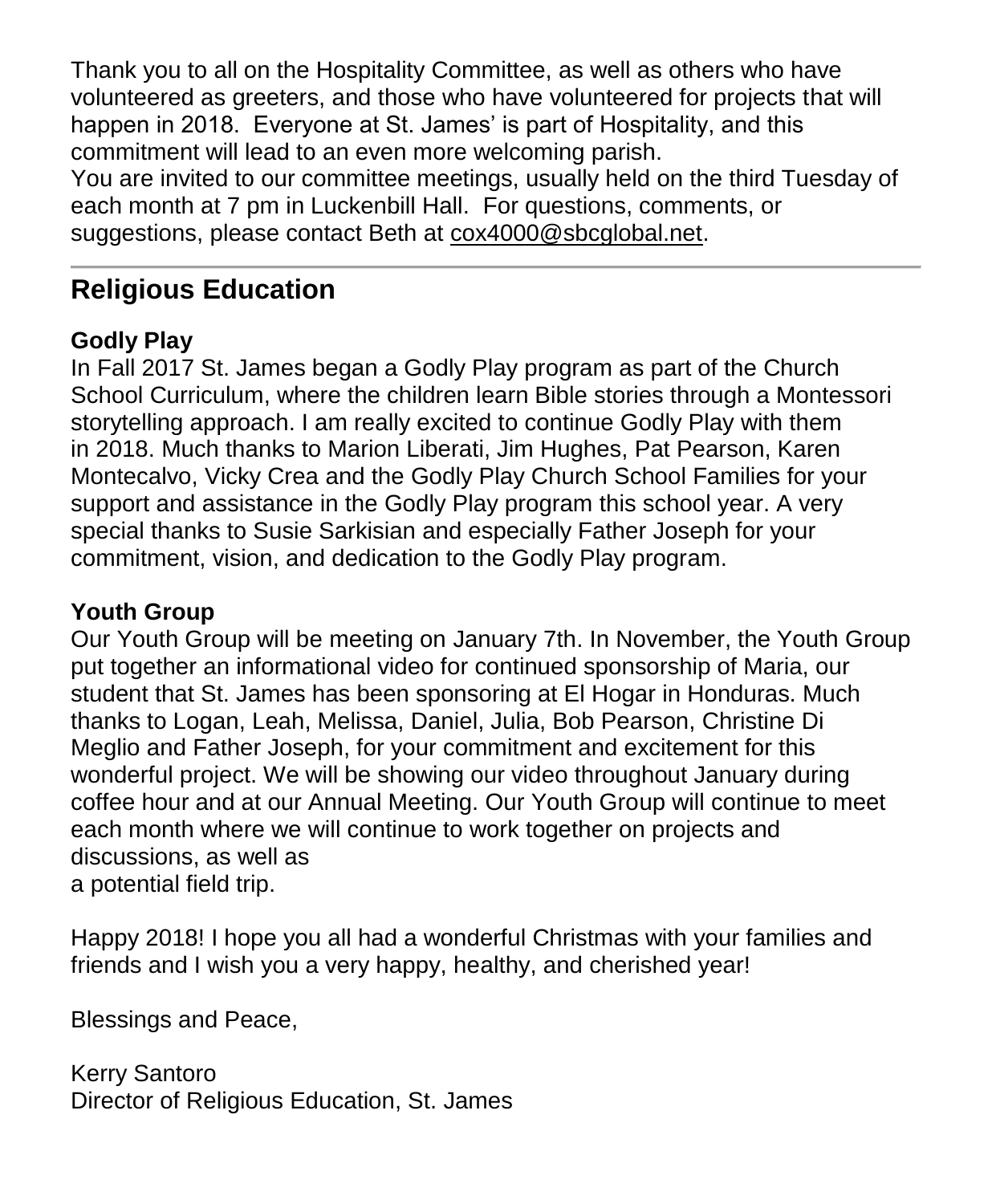Thank you to all on the Hospitality Committee, as well as others who have volunteered as greeters, and those who have volunteered for projects that will happen in 2018. Everyone at St. James' is part of Hospitality, and this commitment will lead to an even more welcoming parish.
You are invited to our committee meetings, usually held on the third Tuesday of each month at 7 pm in Luckenbill Hall. For questions, comments, or suggestions, please contact Beth at cox4000@sbcglobal.net.

---

## Religious Education

### Godly Play

In Fall 2017 St. James began a Godly Play program as part of the Church School Curriculum, where the children learn Bible stories through a Montessori storytelling approach. I am really excited to continue Godly Play with them in 2018. Much thanks to Marion Liberati, Jim Hughes, Pat Pearson, Karen Montecalvo, Vicky Crea and the Godly Play Church School Families for your support and assistance in the Godly Play program this school year. A very special thanks to Susie Sarkisian and especially Father Joseph for your commitment, vision, and dedication to the Godly Play program.

### Youth Group

Our Youth Group will be meeting on January 7th. In November, the Youth Group put together an informational video for continued sponsorship of Maria, our student that St. James has been sponsoring at El Hogar in Honduras. Much thanks to Logan, Leah, Melissa, Daniel, Julia, Bob Pearson, Christine Di Meglio and Father Joseph, for your commitment and excitement for this wonderful project. We will be showing our video throughout January during coffee hour and at our Annual Meeting. Our Youth Group will continue to meet each month where we will continue to work together on projects and discussions, as well as
a potential field trip.

Happy 2018! I hope you all had a wonderful Christmas with your families and friends and I wish you a very happy, healthy, and cherished year!

Blessings and Peace,

Kerry Santoro
Director of Religious Education, St. James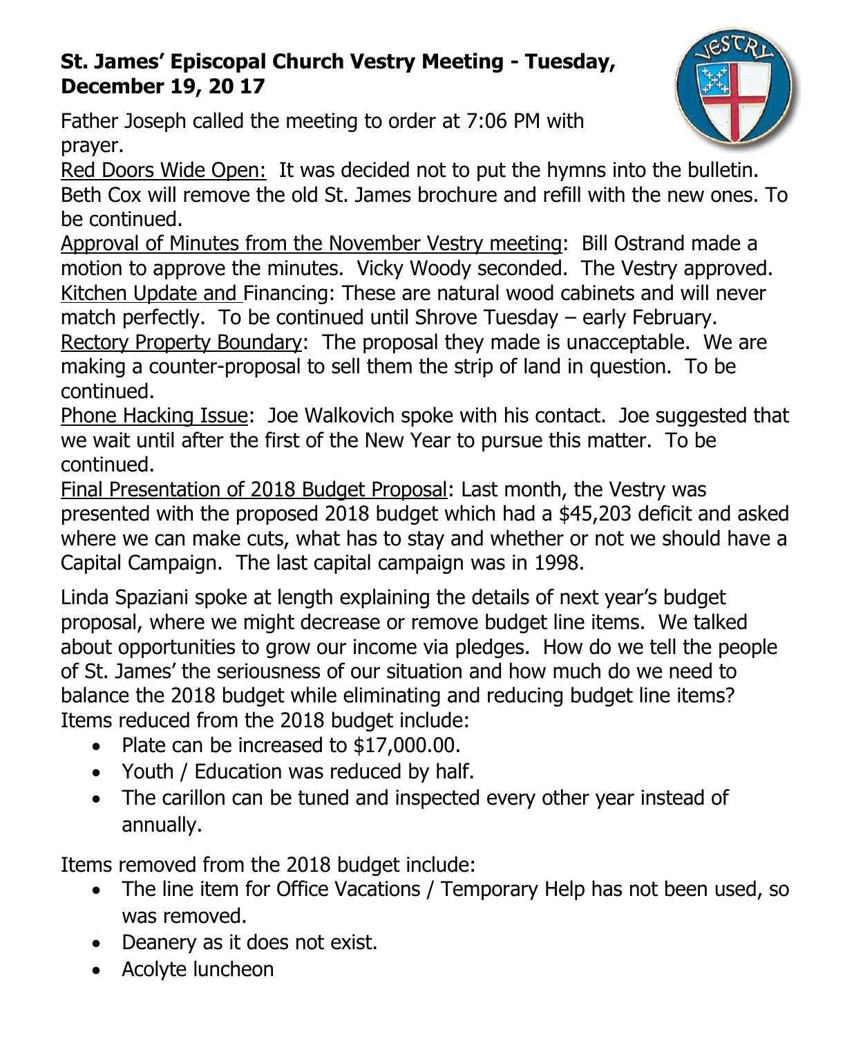**St. James' Episcopal Church Vestry Meeting - Tuesday, December 19, 20 17**

Father Joseph called the meeting to order at 7:06 PM with prayer.

Red Doors Wide Open: It was decided not to put the hymns into the bulletin. Beth Cox will remove the old St. James brochure and refill with the new ones. To be continued.

Approval of Minutes from the November Vestry meeting: Bill Ostrand made a motion to approve the minutes. Vicky Woody seconded. The Vestry approved.

Kitchen Update and Financing: These are natural wood cabinets and will never match perfectly. To be continued until Shrove Tuesday – early February.

Rectory Property Boundary: The proposal they made is unacceptable. We are making a counter-proposal to sell them the strip of land in question. To be continued.

Phone Hacking Issue: Joe Walkovich spoke with his contact. Joe suggested that we wait until after the first of the New Year to pursue this matter. To be continued.

Final Presentation of 2018 Budget Proposal: Last month, the Vestry was presented with the proposed 2018 budget which had a $45,203 deficit and asked where we can make cuts, what has to stay and whether or not we should have a Capital Campaign. The last capital campaign was in 1998.

Linda Spaziani spoke at length explaining the details of next year's budget proposal, where we might decrease or remove budget line items. We talked about opportunities to grow our income via pledges. How do we tell the people of St. James' the seriousness of our situation and how much do we need to balance the 2018 budget while eliminating and reducing budget line items? Items reduced from the 2018 budget include:

- Plate can be increased to $17,000.00.
- Youth / Education was reduced by half.
- The carillon can be tuned and inspected every other year instead of annually.

Items removed from the 2018 budget include:

- The line item for Office Vacations / Temporary Help has not been used, so was removed.
- Deanery as it does not exist.
- Acolyte luncheon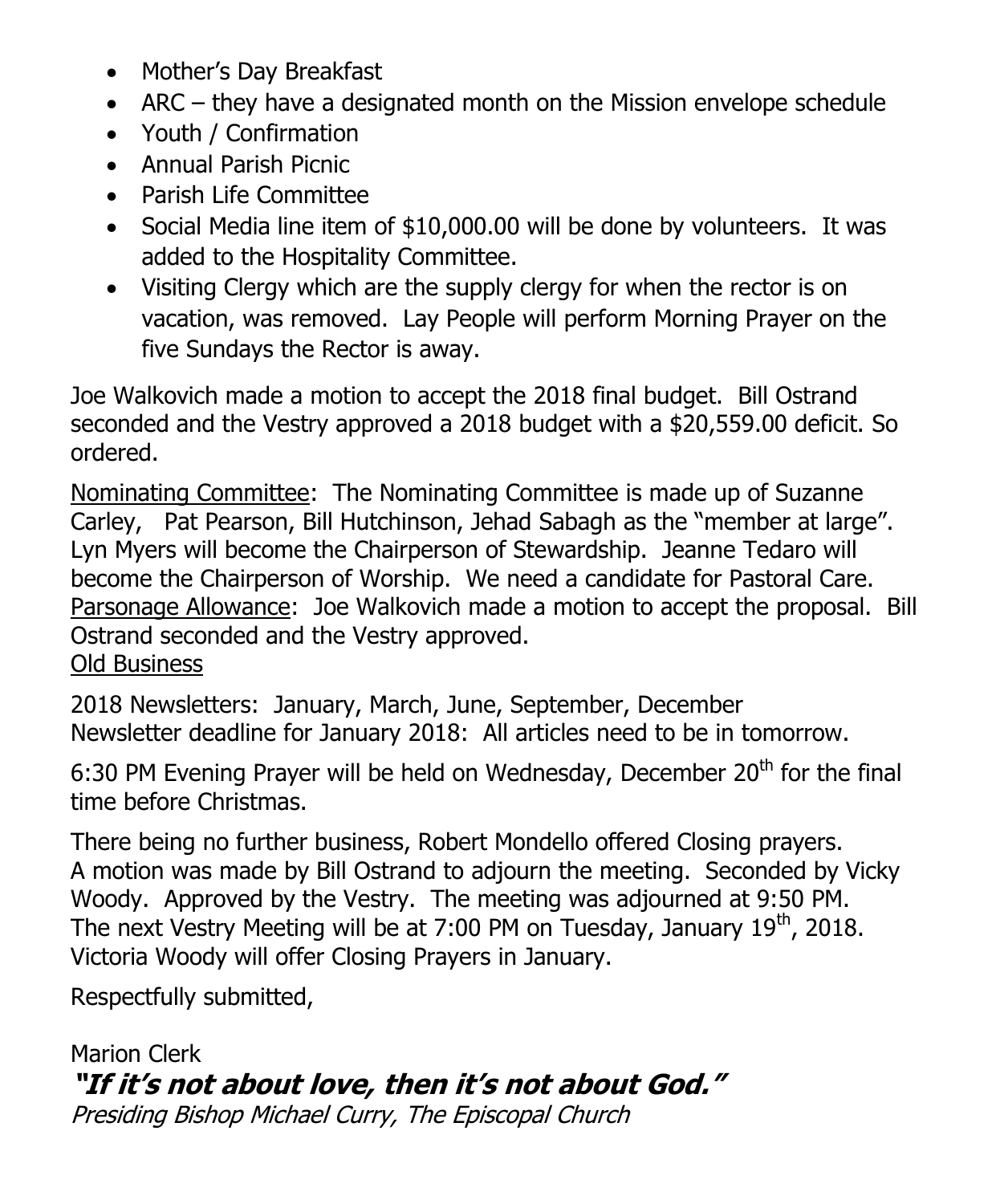- Mother's Day Breakfast
- ARC – they have a designated month on the Mission envelope schedule
- Youth / Confirmation
- Annual Parish Picnic
- Parish Life Committee
- Social Media line item of $10,000.00 will be done by volunteers. It was added to the Hospitality Committee.
- Visiting Clergy which are the supply clergy for when the rector is on vacation, was removed. Lay People will perform Morning Prayer on the five Sundays the Rector is away.

Joe Walkovich made a motion to accept the 2018 final budget. Bill Ostrand seconded and the Vestry approved a 2018 budget with a $20,559.00 deficit. So ordered.

<u>Nominating Committee</u>: The Nominating Committee is made up of Suzanne Carley, Pat Pearson, Bill Hutchinson, Jehad Sabagh as the "member at large". Lyn Myers will become the Chairperson of Stewardship. Jeanne Tedaro will become the Chairperson of Worship. We need a candidate for Pastoral Care.
<u>Parsonage Allowance</u>: Joe Walkovich made a motion to accept the proposal. Bill Ostrand seconded and the Vestry approved.
<u>Old Business</u>

2018 Newsletters: January, March, June, September, December
Newsletter deadline for January 2018: All articles need to be in tomorrow.

6:30 PM Evening Prayer will be held on Wednesday, December 20th for the final time before Christmas.

There being no further business, Robert Mondello offered Closing prayers.
A motion was made by Bill Ostrand to adjourn the meeting. Seconded by Vicky Woody. Approved by the Vestry. The meeting was adjourned at 9:50 PM.
The next Vestry Meeting will be at 7:00 PM on Tuesday, January 19th, 2018.
Victoria Woody will offer Closing Prayers in January.

Respectfully submitted,

Marion Clerk

***"If it's not about love, then it's not about God."***

*Presiding Bishop Michael Curry, The Episcopal Church*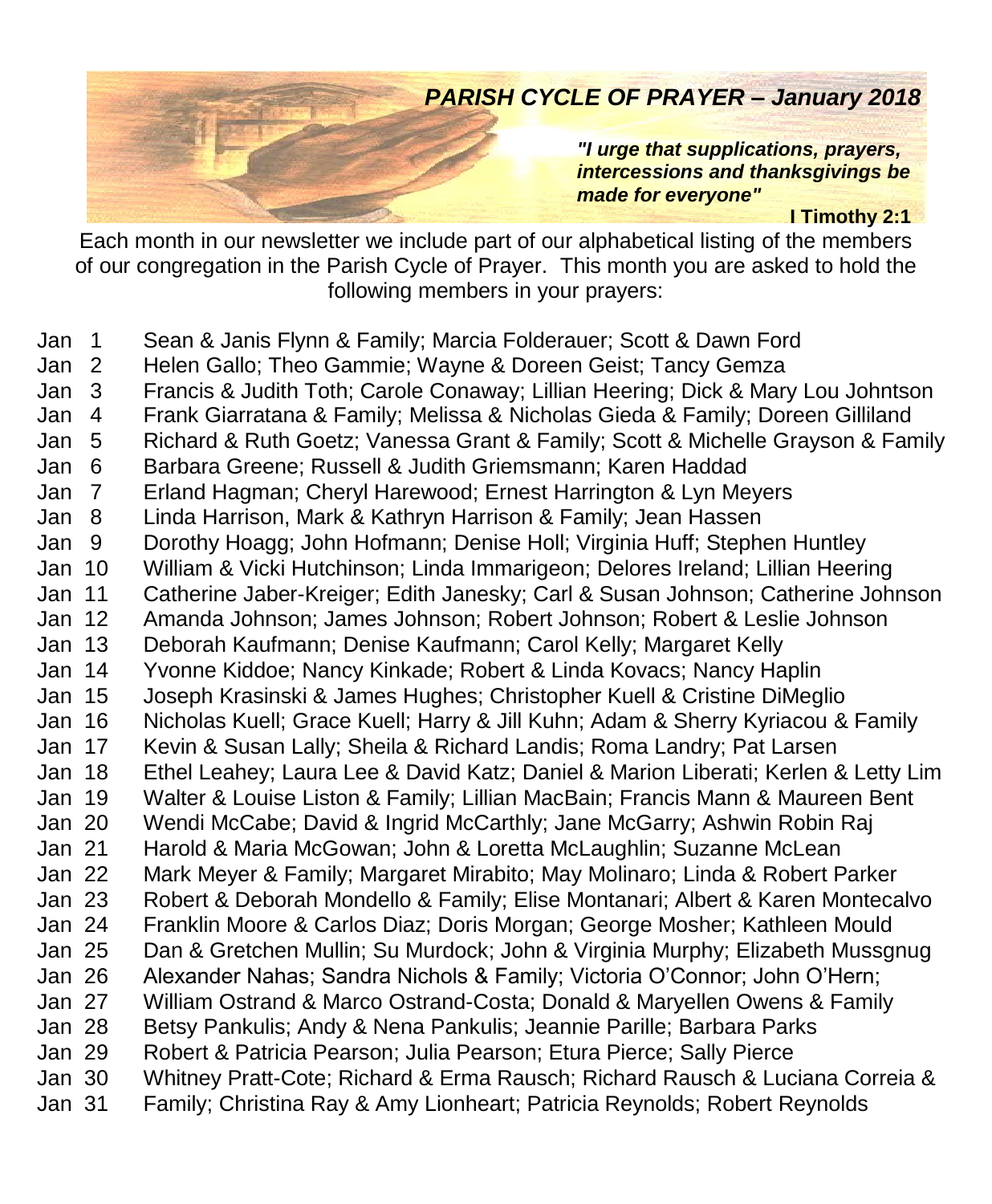# *PARISH CYCLE OF PRAYER – January 2018*

***"I urge that supplications, prayers, intercessions and thanksgivings be made for everyone"***

**I Timothy 2:1**

Each month in our newsletter we include part of our alphabetical listing of the members of our congregation in the Parish Cycle of Prayer. This month you are asked to hold the following members in your prayers:

Jan 1 Sean & Janis Flynn & Family; Marcia Folderauer; Scott & Dawn Ford
Jan 2 Helen Gallo; Theo Gammie; Wayne & Doreen Geist; Tancy Gemza
Jan 3 Francis & Judith Toth; Carole Conaway; Lillian Heering; Dick & Mary Lou Johntson
Jan 4 Frank Giarratana & Family; Melissa & Nicholas Gieda & Family; Doreen Gilliland
Jan 5 Richard & Ruth Goetz; Vanessa Grant & Family; Scott & Michelle Grayson & Family
Jan 6 Barbara Greene; Russell & Judith Griemsmann; Karen Haddad
Jan 7 Erland Hagman; Cheryl Harewood; Ernest Harrington & Lyn Meyers
Jan 8 Linda Harrison, Mark & Kathryn Harrison & Family; Jean Hassen
Jan 9 Dorothy Hoagg; John Hofmann; Denise Holl; Virginia Huff; Stephen Huntley
Jan 10 William & Vicki Hutchinson; Linda Immarigeon; Delores Ireland; Lillian Heering
Jan 11 Catherine Jaber-Kreiger; Edith Janesky; Carl & Susan Johnson; Catherine Johnson
Jan 12 Amanda Johnson; James Johnson; Robert Johnson; Robert & Leslie Johnson
Jan 13 Deborah Kaufmann; Denise Kaufmann; Carol Kelly; Margaret Kelly
Jan 14 Yvonne Kiddoe; Nancy Kinkade; Robert & Linda Kovacs; Nancy Haplin
Jan 15 Joseph Krasinski & James Hughes; Christopher Kuell & Cristine DiMeglio
Jan 16 Nicholas Kuell; Grace Kuell; Harry & Jill Kuhn; Adam & Sherry Kyriacou & Family
Jan 17 Kevin & Susan Lally; Sheila & Richard Landis; Roma Landry; Pat Larsen
Jan 18 Ethel Leahey; Laura Lee & David Katz; Daniel & Marion Liberati; Kerlen & Letty Lim
Jan 19 Walter & Louise Liston & Family; Lillian MacBain; Francis Mann & Maureen Bent
Jan 20 Wendi McCabe; David & Ingrid McCarthly; Jane McGarry; Ashwin Robin Raj
Jan 21 Harold & Maria McGowan; John & Loretta McLaughlin; Suzanne McLean
Jan 22 Mark Meyer & Family; Margaret Mirabito; May Molinaro; Linda & Robert Parker
Jan 23 Robert & Deborah Mondello & Family; Elise Montanari; Albert & Karen Montecalvo
Jan 24 Franklin Moore & Carlos Diaz; Doris Morgan; George Mosher; Kathleen Mould
Jan 25 Dan & Gretchen Mullin; Su Murdock; John & Virginia Murphy; Elizabeth Mussgnug
Jan 26 Alexander Nahas; Sandra Nichols & Family; Victoria O'Connor; John O'Hern;
Jan 27 William Ostrand & Marco Ostrand-Costa; Donald & Maryellen Owens & Family
Jan 28 Betsy Pankulis; Andy & Nena Pankulis; Jeannie Parille; Barbara Parks
Jan 29 Robert & Patricia Pearson; Julia Pearson; Etura Pierce; Sally Pierce
Jan 30 Whitney Pratt-Cote; Richard & Erma Rausch; Richard Rausch & Luciana Correia &
Jan 31 Family; Christina Ray & Amy Lionheart; Patricia Reynolds; Robert Reynolds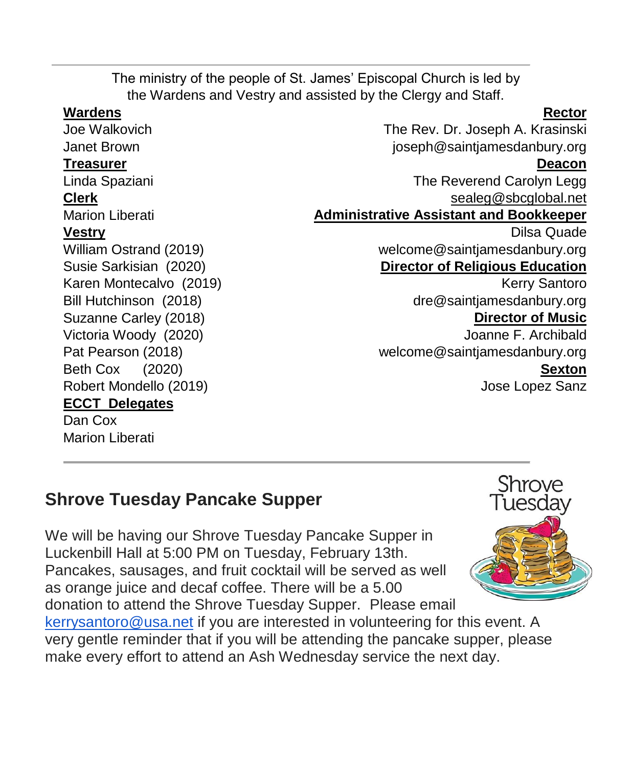The ministry of the people of St. James' Episcopal Church is led by the Wardens and Vestry and assisted by the Clergy and Staff.

**Wardens**

Joe Walkovich

Janet Brown

**Treasurer**

Linda Spaziani

**Clerk**

Marion Liberati

**Vestry**

William Ostrand (2019)

Susie Sarkisian (2020)

Karen Montecalvo (2019)

Bill Hutchinson (2018)

Suzanne Carley (2018)

Victoria Woody (2020)

Pat Pearson (2018)

Beth Cox (2020)

Robert Mondello (2019)

**ECCT Delegates**

Dan Cox

Marion Liberati

**Rector**

The Rev. Dr. Joseph A. Krasinski

joseph@saintjamesdanbury.org

**Deacon**

The Reverend Carolyn Legg

sealeg@sbcglobal.net

**Administrative Assistant and Bookkeeper**

Dilsa Quade

welcome@saintjamesdanbury.org

**Director of Religious Education**

Kerry Santoro

dre@saintjamesdanbury.org

**Director of Music**

Joanne F. Archibald

welcome@saintjamesdanbury.org

**Sexton**

Jose Lopez Sanz

## Shrove Tuesday Pancake Supper

Shrove Tuesday

We will be having our Shrove Tuesday Pancake Supper in Luckenbill Hall at 5:00 PM on Tuesday, February 13th. Pancakes, sausages, and fruit cocktail will be served as well as orange juice and decaf coffee. There will be a 5.00 donation to attend the Shrove Tuesday Supper. Please email kerrysantoro@usa.net if you are interested in volunteering for this event. A very gentle reminder that if you will be attending the pancake supper, please make every effort to attend an Ash Wednesday service the next day.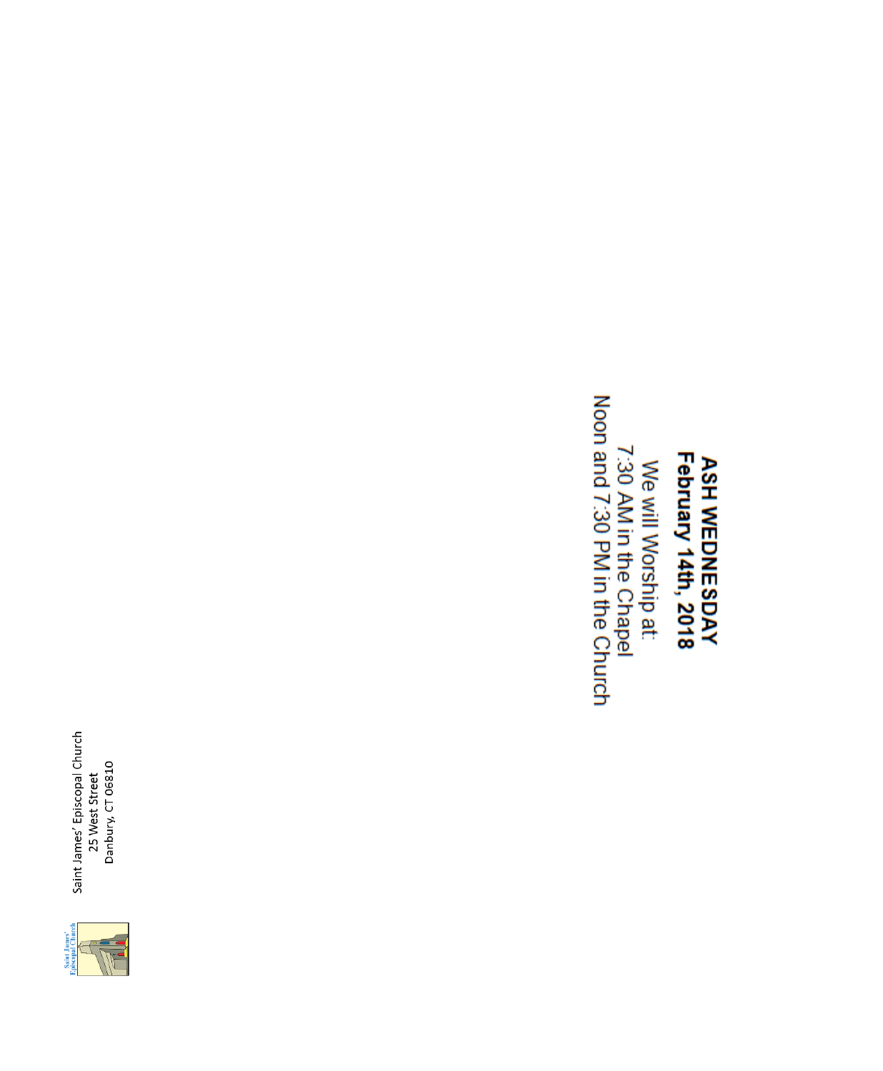Saint James' Episcopal Church
25 West Street
Danbury, CT 06810

**ASH WEDNESDAY**
**February 14th, 2018**

We will Worship at:
7:30 AM in the Chapel
Noon and 7:30 PM in the Church